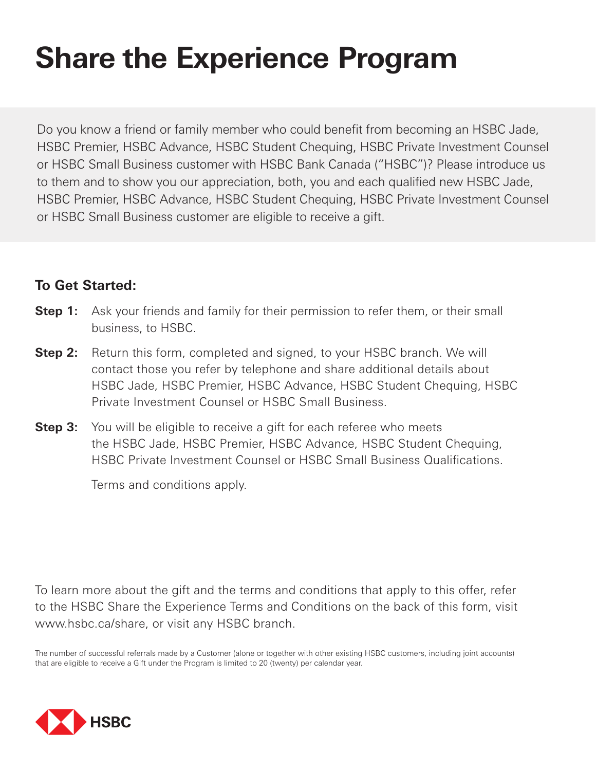# Share the Experience Program

Do you know a friend or family member who could benefit from becoming an HSBC Jade, HSBC Premier, HSBC Advance, HSBC Student Chequing, HSBC Private Investment Counsel or HSBC Small Business customer with HSBC Bank Canada ("HSBC")? Please introduce us to them and to show you our appreciation, both, you and each qualified new HSBC Jade, HSBC Premier, HSBC Advance, HSBC Student Chequing, HSBC Private Investment Counsel or HSBC Small Business customer are eligible to receive a gift.

### To Get Started:

**Step 1:** Ask your friends and family for their permission to refer them, or their small business, to HSBC.

**Step 2:** Return this form, completed and signed, to your HSBC branch. We will contact those you refer by telephone and share additional details about HSBC Jade, HSBC Premier, HSBC Advance, HSBC Student Chequing, HSBC Private Investment Counsel or HSBC Small Business.

**Step 3:** You will be eligible to receive a gift for each referee who meets the HSBC Jade, HSBC Premier, HSBC Advance, HSBC Student Chequing, HSBC Private Investment Counsel or HSBC Small Business Qualifications.

Terms and conditions apply.

To learn more about the gift and the terms and conditions that apply to this offer, refer to the HSBC Share the Experience Terms and Conditions on the back of this form, visit www.hsbc.ca/share, or visit any HSBC branch.

The number of successful referrals made by a Customer (alone or together with other existing HSBC customers, including joint accounts) that are eligible to receive a Gift under the Program is limited to 20 (twenty) per calendar year.

HSBC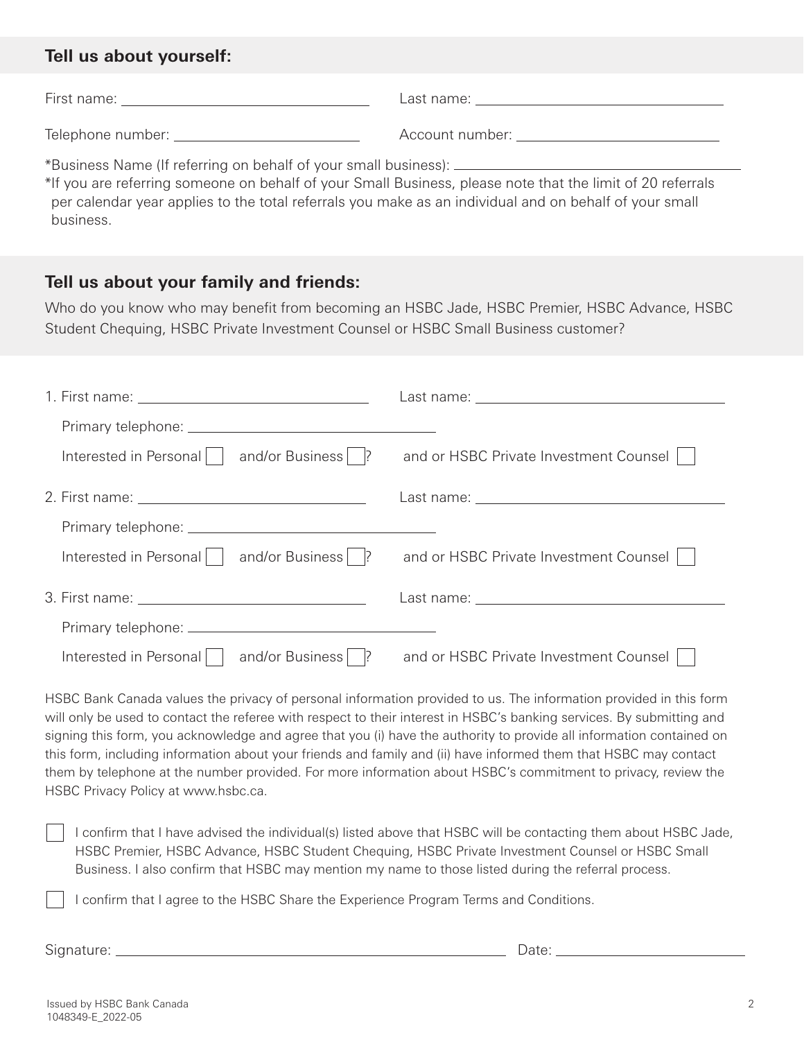## Tell us about yourself:

First name: ______________________ Last name: ______________________

Telephone number: ______________________ Account number: ______________________

*Business Name (If referring on behalf of your small business): ______________________

*If you are referring someone on behalf of your Small Business, please note that the limit of 20 referrals per calendar year applies to the total referrals you make as an individual and on behalf of your small business.

## Tell us about your family and friends:

Who do you know who may benefit from becoming an HSBC Jade, HSBC Premier, HSBC Advance, HSBC Student Chequing, HSBC Private Investment Counsel or HSBC Small Business customer?

1. First name: ______________________ Last name: ______________________

   Primary telephone: ______________________

   Interested in Personal ☐ and/or Business ☐? and or HSBC Private Investment Counsel ☐

2. First name: ______________________ Last name: ______________________

   Primary telephone: ______________________

   Interested in Personal ☐ and/or Business ☐? and or HSBC Private Investment Counsel ☐

3. First name: ______________________ Last name: ______________________

   Primary telephone: ______________________

   Interested in Personal ☐ and/or Business ☐? and or HSBC Private Investment Counsel ☐

HSBC Bank Canada values the privacy of personal information provided to us. The information provided in this form will only be used to contact the referee with respect to their interest in HSBC's banking services. By submitting and signing this form, you acknowledge and agree that you (i) have the authority to provide all information contained on this form, including information about your friends and family and (ii) have informed them that HSBC may contact them by telephone at the number provided. For more information about HSBC's commitment to privacy, review the HSBC Privacy Policy at www.hsbc.ca.

☐ I confirm that I have advised the individual(s) listed above that HSBC will be contacting them about HSBC Jade, HSBC Premier, HSBC Advance, HSBC Student Chequing, HSBC Private Investment Counsel or HSBC Small Business. I also confirm that HSBC may mention my name to those listed during the referral process.

☐ I confirm that I agree to the HSBC Share the Experience Program Terms and Conditions.

Signature: ______________________ Date: ______________________

Issued by HSBC Bank Canada
1048349-E_2022-05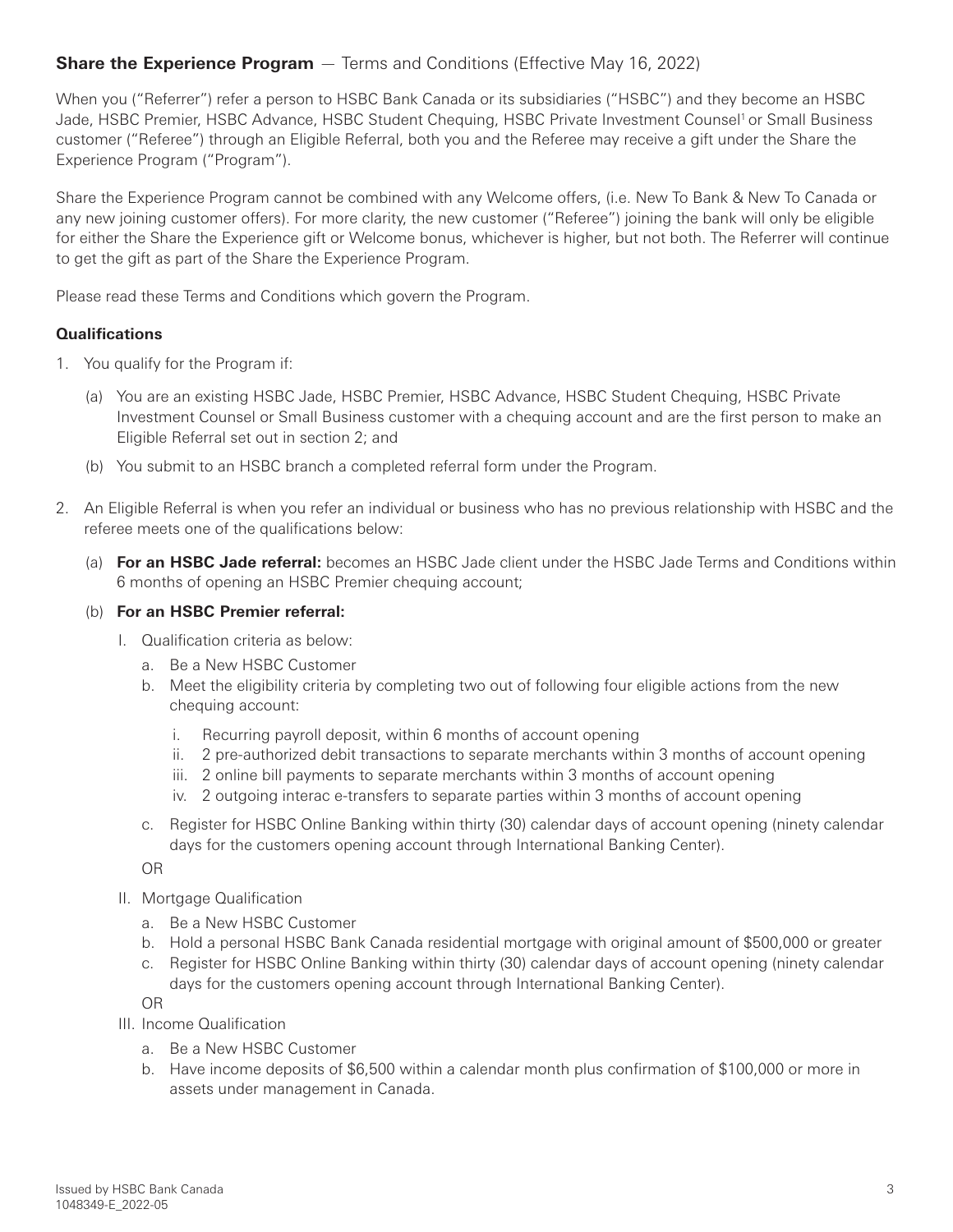## Share the Experience Program — Terms and Conditions (Effective May 16, 2022)

When you ("Referrer") refer a person to HSBC Bank Canada or its subsidiaries ("HSBC") and they become an HSBC Jade, HSBC Premier, HSBC Advance, HSBC Student Chequing, HSBC Private Investment Counsel[1] or Small Business customer ("Referee") through an Eligible Referral, both you and the Referee may receive a gift under the Share the Experience Program ("Program").

Share the Experience Program cannot be combined with any Welcome offers, (i.e. New To Bank & New To Canada or any new joining customer offers). For more clarity, the new customer ("Referee") joining the bank will only be eligible for either the Share the Experience gift or Welcome bonus, whichever is higher, but not both. The Referrer will continue to get the gift as part of the Share the Experience Program.

Please read these Terms and Conditions which govern the Program.

### Qualifications

1. You qualify for the Program if:

   (a) You are an existing HSBC Jade, HSBC Premier, HSBC Advance, HSBC Student Chequing, HSBC Private Investment Counsel or Small Business customer with a chequing account and are the first person to make an Eligible Referral set out in section 2; and

   (b) You submit to an HSBC branch a completed referral form under the Program.

2. An Eligible Referral is when you refer an individual or business who has no previous relationship with HSBC and the referee meets one of the qualifications below:

   (a) **For an HSBC Jade referral:** becomes an HSBC Jade client under the HSBC Jade Terms and Conditions within 6 months of opening an HSBC Premier chequing account;

   (b) **For an HSBC Premier referral:**

   I. Qualification criteria as below:

      a. Be a New HSBC Customer

      b. Meet the eligibility criteria by completing two out of following four eligible actions from the new chequing account:

         i. Recurring payroll deposit, within 6 months of account opening

         ii. 2 pre-authorized debit transactions to separate merchants within 3 months of account opening

         iii. 2 online bill payments to separate merchants within 3 months of account opening

         iv. 2 outgoing interac e-transfers to separate parties within 3 months of account opening

      c. Register for HSBC Online Banking within thirty (30) calendar days of account opening (ninety calendar days for the customers opening account through International Banking Center).

      OR

   II. Mortgage Qualification

      a. Be a New HSBC Customer

      b. Hold a personal HSBC Bank Canada residential mortgage with original amount of $500,000 or greater

      c. Register for HSBC Online Banking within thirty (30) calendar days of account opening (ninety calendar days for the customers opening account through International Banking Center).

      OR

   III. Income Qualification

      a. Be a New HSBC Customer

      b. Have income deposits of $6,500 within a calendar month plus confirmation of $100,000 or more in assets under management in Canada.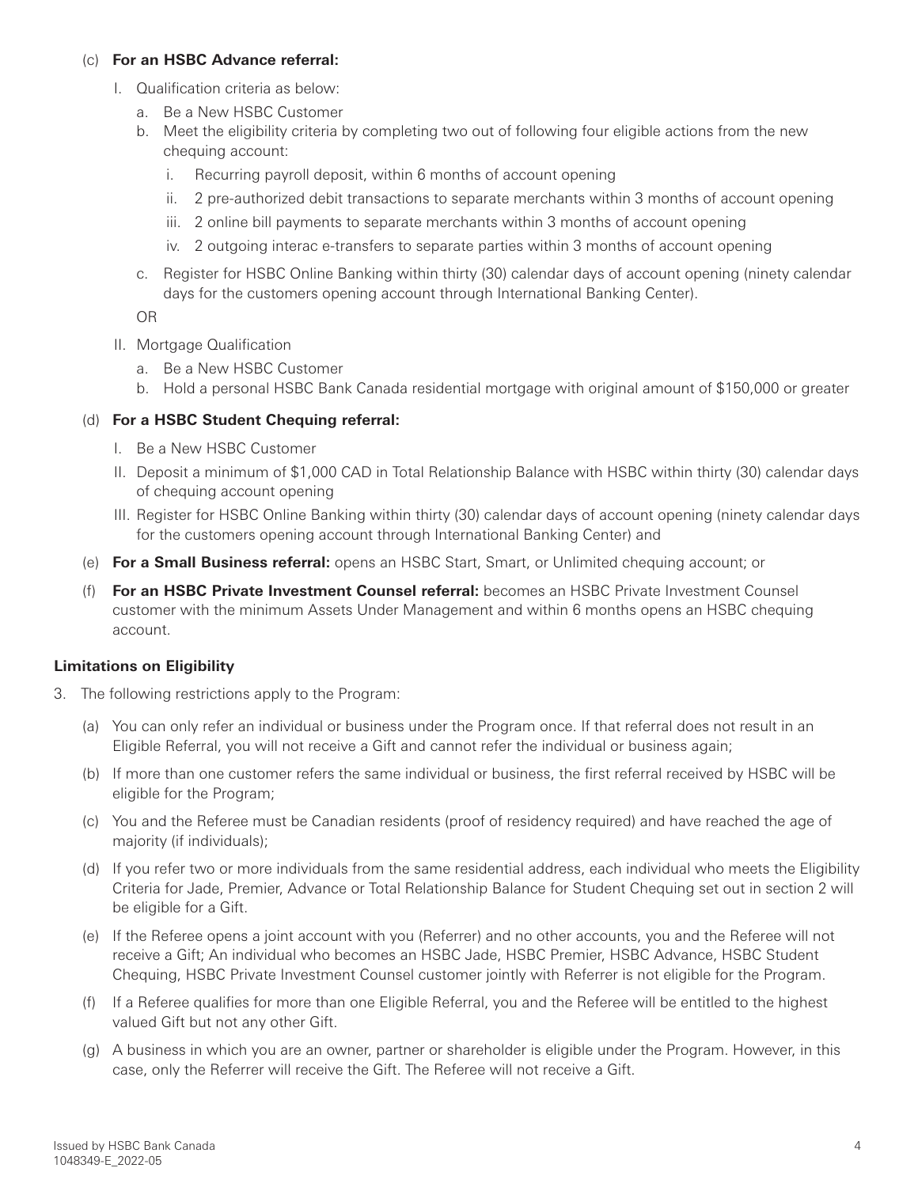(c) **For an HSBC Advance referral:**

   I. Qualification criteria as below:

      a. Be a New HSBC Customer

      b. Meet the eligibility criteria by completing two out of following four eligible actions from the new chequing account:

         i. Recurring payroll deposit, within 6 months of account opening

         ii. 2 pre-authorized debit transactions to separate merchants within 3 months of account opening

         iii. 2 online bill payments to separate merchants within 3 months of account opening

         iv. 2 outgoing interac e-transfers to separate parties within 3 months of account opening

      c. Register for HSBC Online Banking within thirty (30) calendar days of account opening (ninety calendar days for the customers opening account through International Banking Center).

      OR

   II. Mortgage Qualification

      a. Be a New HSBC Customer

      b. Hold a personal HSBC Bank Canada residential mortgage with original amount of $150,000 or greater

(d) **For a HSBC Student Chequing referral:**

   I. Be a New HSBC Customer

   II. Deposit a minimum of $1,000 CAD in Total Relationship Balance with HSBC within thirty (30) calendar days of chequing account opening

   III. Register for HSBC Online Banking within thirty (30) calendar days of account opening (ninety calendar days for the customers opening account through International Banking Center) and

(e) **For a Small Business referral:** opens an HSBC Start, Smart, or Unlimited chequing account; or

(f) **For an HSBC Private Investment Counsel referral:** becomes an HSBC Private Investment Counsel customer with the minimum Assets Under Management and within 6 months opens an HSBC chequing account.

**Limitations on Eligibility**

3. The following restrictions apply to the Program:

   (a) You can only refer an individual or business under the Program once. If that referral does not result in an Eligible Referral, you will not receive a Gift and cannot refer the individual or business again;

   (b) If more than one customer refers the same individual or business, the first referral received by HSBC will be eligible for the Program;

   (c) You and the Referee must be Canadian residents (proof of residency required) and have reached the age of majority (if individuals);

   (d) If you refer two or more individuals from the same residential address, each individual who meets the Eligibility Criteria for Jade, Premier, Advance or Total Relationship Balance for Student Chequing set out in section 2 will be eligible for a Gift.

   (e) If the Referee opens a joint account with you (Referrer) and no other accounts, you and the Referee will not receive a Gift; An individual who becomes an HSBC Jade, HSBC Premier, HSBC Advance, HSBC Student Chequing, HSBC Private Investment Counsel customer jointly with Referrer is not eligible for the Program.

   (f) If a Referee qualifies for more than one Eligible Referral, you and the Referee will be entitled to the highest valued Gift but not any other Gift.

   (g) A business in which you are an owner, partner or shareholder is eligible under the Program. However, in this case, only the Referrer will receive the Gift. The Referee will not receive a Gift.

Issued by HSBC Bank Canada
1048349-E_2022-05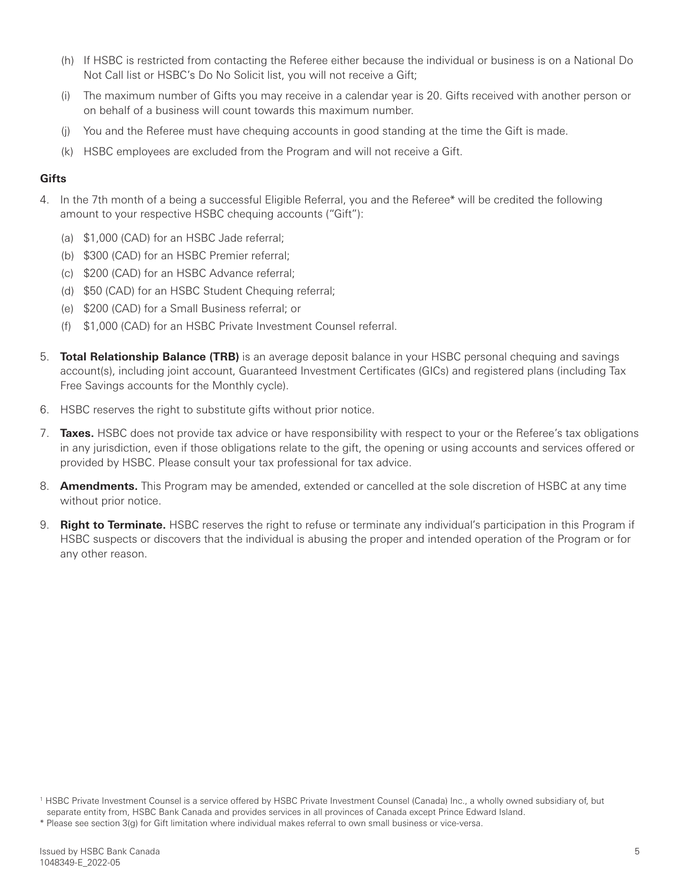(h) If HSBC is restricted from contacting the Referee either because the individual or business is on a National Do Not Call list or HSBC's Do No Solicit list, you will not receive a Gift;

(i) The maximum number of Gifts you may receive in a calendar year is 20. Gifts received with another person or on behalf of a business will count towards this maximum number.

(j) You and the Referee must have chequing accounts in good standing at the time the Gift is made.

(k) HSBC employees are excluded from the Program and will not receive a Gift.

**Gifts**

4. In the 7th month of a being a successful Eligible Referral, you and the Referee* will be credited the following amount to your respective HSBC chequing accounts ("Gift"):

   (a) $1,000 (CAD) for an HSBC Jade referral;

   (b) $300 (CAD) for an HSBC Premier referral;

   (c) $200 (CAD) for an HSBC Advance referral;

   (d) $50 (CAD) for an HSBC Student Chequing referral;

   (e) $200 (CAD) for a Small Business referral; or

   (f) $1,000 (CAD) for an HSBC Private Investment Counsel referral.

5. **Total Relationship Balance (TRB)** is an average deposit balance in your HSBC personal chequing and savings account(s), including joint account, Guaranteed Investment Certificates (GICs) and registered plans (including Tax Free Savings accounts for the Monthly cycle).

6. HSBC reserves the right to substitute gifts without prior notice.

7. **Taxes.** HSBC does not provide tax advice or have responsibility with respect to your or the Referee's tax obligations in any jurisdiction, even if those obligations relate to the gift, the opening or using accounts and services offered or provided by HSBC. Please consult your tax professional for tax advice.

8. **Amendments.** This Program may be amended, extended or cancelled at the sole discretion of HSBC at any time without prior notice.

9. **Right to Terminate.** HSBC reserves the right to refuse or terminate any individual's participation in this Program if HSBC suspects or discovers that the individual is abusing the proper and intended operation of the Program or for any other reason.

[1] HSBC Private Investment Counsel is a service offered by HSBC Private Investment Counsel (Canada) Inc., a wholly owned subsidiary of, but separate entity from, HSBC Bank Canada and provides services in all provinces of Canada except Prince Edward Island.

* Please see section 3(g) for Gift limitation where individual makes referral to own small business or vice-versa.

Issued by HSBC Bank Canada
1048349-E_2022-05